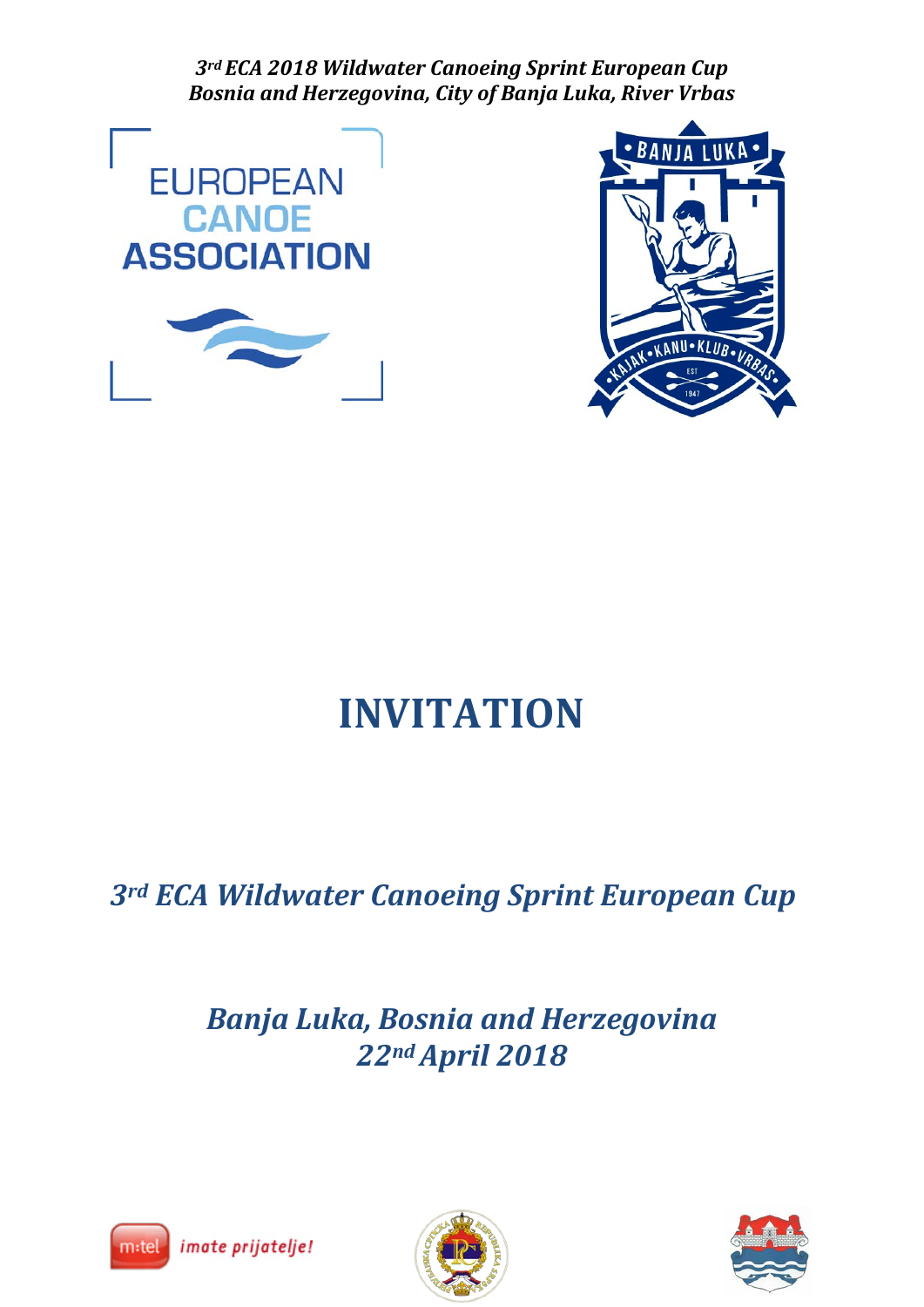*3rd ECA 2018 Wildwater Canoeing Sprint European Cup*
*Bosnia and Herzegovina, City of Banja Luka, River Vrbas*

# INVITATION

## *3rd ECA Wildwater Canoeing Sprint European Cup*

## *Banja Luka, Bosnia and Herzegovina*
## *22nd April 2018*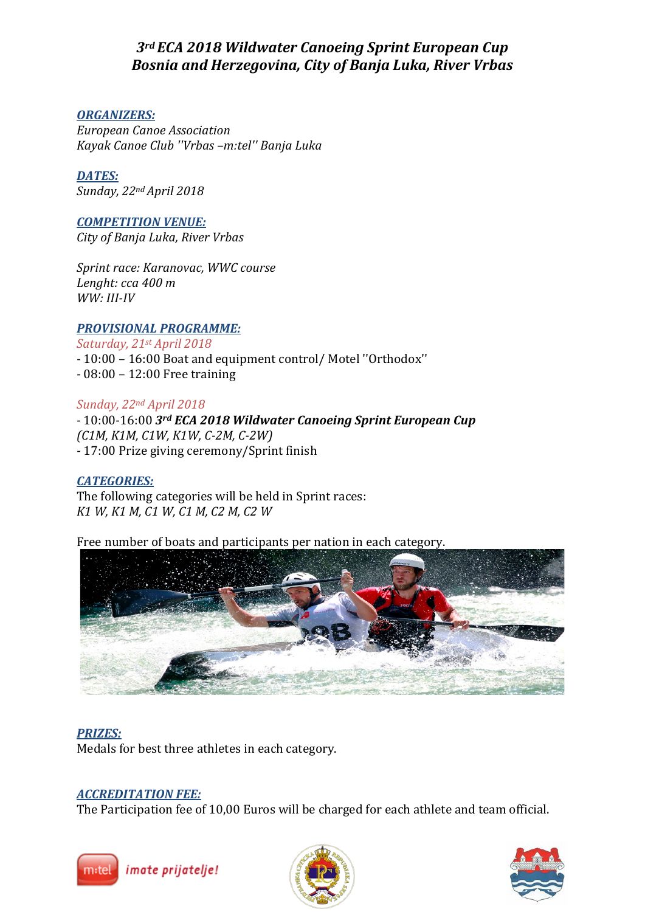# *3rd ECA 2018 Wildwater Canoeing Sprint European Cup*
# *Bosnia and Herzegovina, City of Banja Luka, River Vrbas*

***ORGANIZERS:***

*European Canoe Association*
*Kayak Canoe Club ''Vrbas –m:tel'' Banja Luka*

***DATES:***

*Sunday, 22nd April 2018*

***COMPETITION VENUE:***

*City of Banja Luka, River Vrbas*

*Sprint race: Karanovac, WWC course*
*Lenght: cca 400 m*
*WW: III-IV*

***PROVISIONAL PROGRAMME:***

*Saturday, 21st April 2018*

- 10:00 – 16:00 Boat and equipment control/ Motel ''Orthodox''
- 08:00 – 12:00 Free training

*Sunday, 22nd April 2018*

- 10:00-16:00 ***3rd ECA 2018 Wildwater Canoeing Sprint European Cup*** *(C1M, K1M, C1W, K1W, C-2M, C-2W)*
- 17:00 Prize giving ceremony/Sprint finish

***CATEGORIES:***

The following categories will be held in Sprint races:
*K1 W, K1 M, C1 W, C1 M, C2 M, C2 W*

Free number of boats and participants per nation in each category.

***PRIZES:***

Medals for best three athletes in each category.

***ACCREDITATION FEE:***

The Participation fee of 10,00 Euros will be charged for each athlete and team official.

m:tel *imate prijatelje!*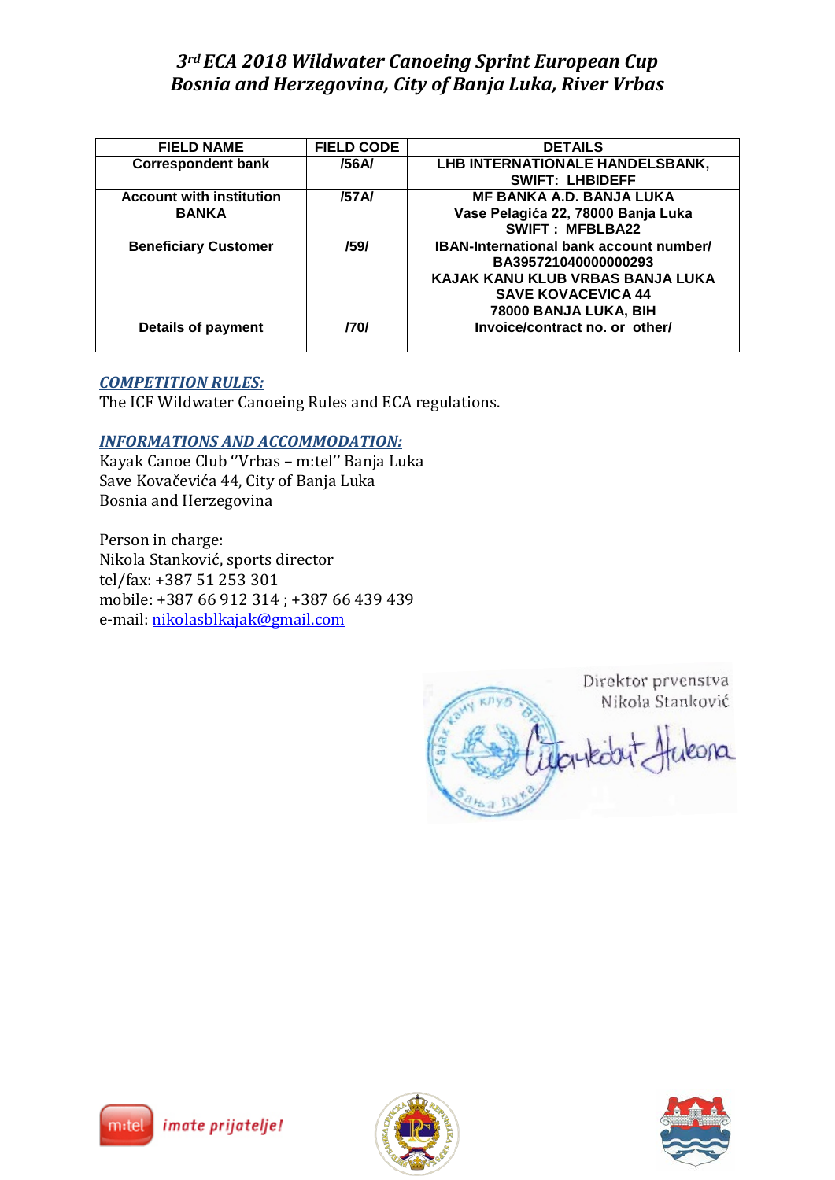# 3rd ECA 2018 Wildwater Canoeing Sprint European Cup
## Bosnia and Herzegovina, City of Banja Luka, River Vrbas

| FIELD NAME | FIELD CODE | DETAILS |
|---|---|---|
| **Correspondent bank** | **/56A/** | **LHB INTERNATIONALE HANDELSBANK, SWIFT: LHBIDEFF** |
| **Account with institution BANKA** | **/57A/** | **MF BANKA A.D. BANJA LUKA Vase Pelagića 22, 78000 Banja Luka SWIFT : MFBLBA22** |
| **Beneficiary Customer** | **/59/** | **IBAN-International bank account number/ BA395721040000000293 KAJAK KANU KLUB VRBAS BANJA LUKA SAVE KOVACEVICA 44 78000 BANJA LUKA, BIH** |
| **Details of payment** | **/70/** | **Invoice/contract no. or other/** |

***COMPETITION RULES:***

The ICF Wildwater Canoeing Rules and ECA regulations.

***INFORMATIONS AND ACCOMMODATION:***

Kayak Canoe Club ''Vrbas – m:tel'' Banja Luka
Save Kovačevića 44, City of Banja Luka
Bosnia and Herzegovina

Person in charge:
Nikola Stanković, sports director
tel/fax: +387 51 253 301
mobile: +387 66 912 314 ; +387 66 439 439
e-mail: nikolasblkajak@gmail.com

Direktor prvenstva
Nikola Stanković

m:tel imate prijatelje!